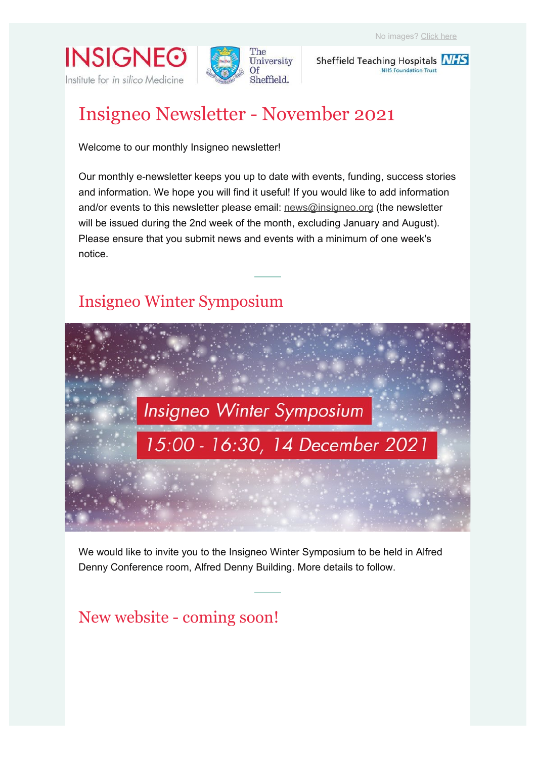No images? Click here

# Insigneo Newsletter - November 2021

Welcome to our monthly Insigneo newsletter!

Our monthly e-newsletter keeps you up to date with events, funding, success stories and information. We hope you will find it useful! If you would like to add information and/or events to this newsletter please email: news@insigneo.org (the newsletter will be issued during the 2nd week of the month, excluding January and August). Please ensure that you submit news and events with a minimum of one week's notice.

## Insigneo Winter Symposium

Insigneo Winter Symposium

15:00 - 16:30, 14 December 2021

We would like to invite you to the Insigneo Winter Symposium to be held in Alfred Denny Conference room, Alfred Denny Building. More details to follow.

## New website - coming soon!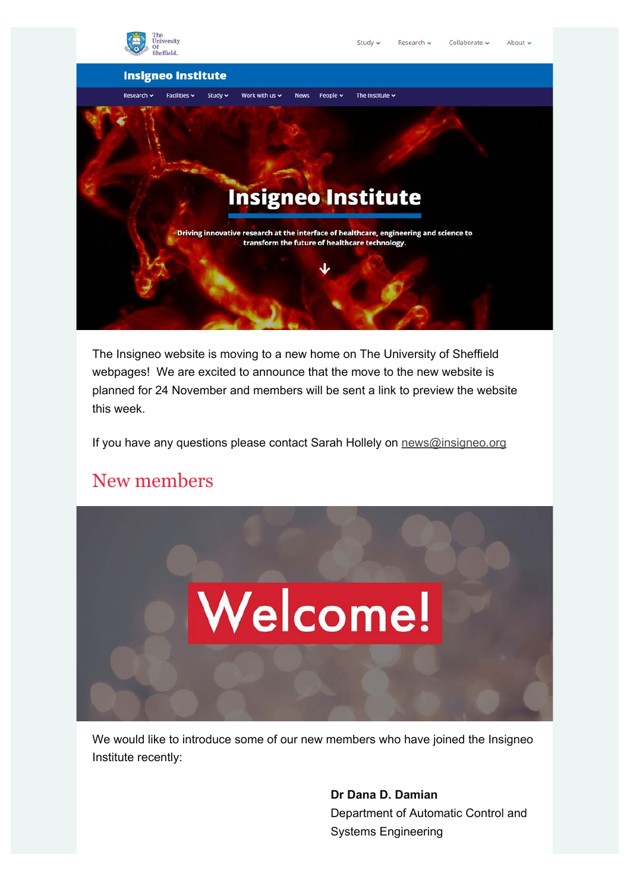The Insigneo website is moving to a new home on The University of Sheffield webpages! We are excited to announce that the move to the new website is planned for 24 November and members will be sent a link to preview the website this week.

If you have any questions please contact Sarah Hollely on news@insigneo.org

## New members

We would like to introduce some of our new members who have joined the Insigneo Institute recently:

**Dr Dana D. Damian**
Department of Automatic Control and Systems Engineering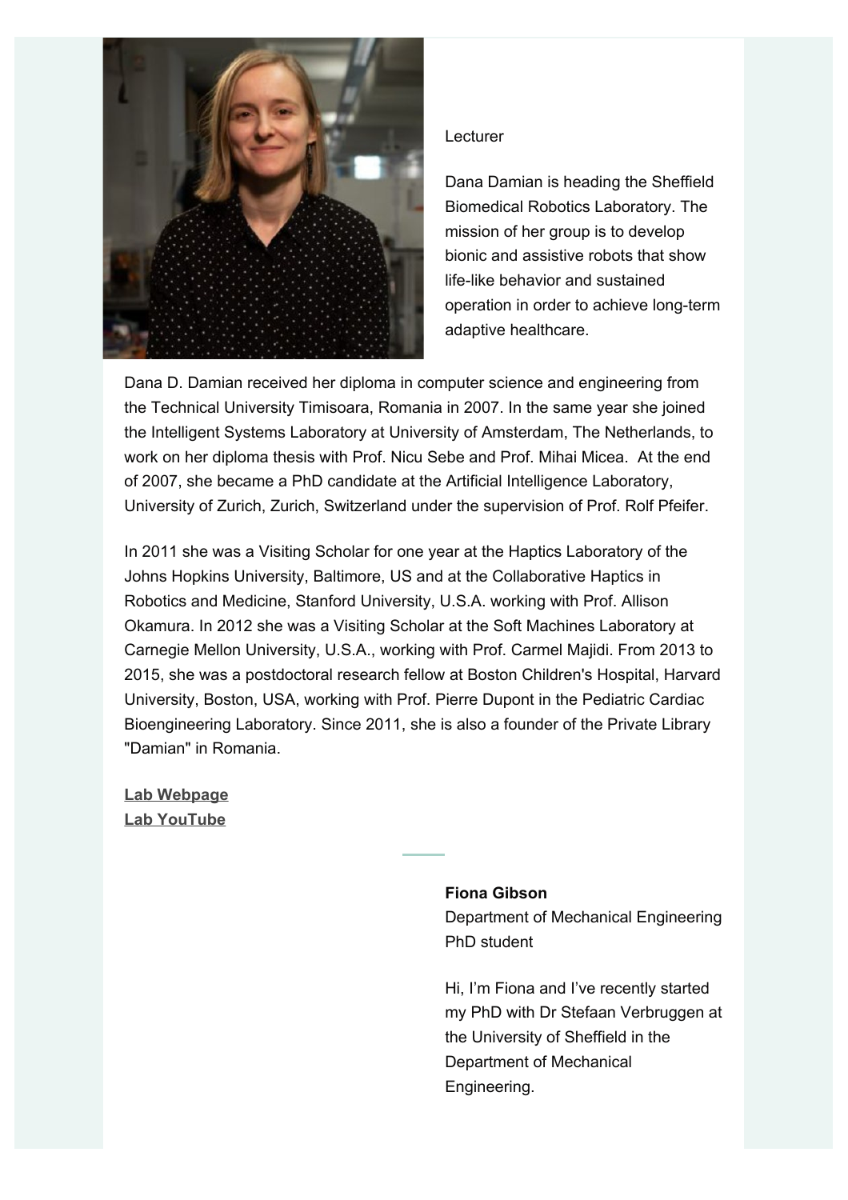Lecturer

Dana Damian is heading the Sheffield Biomedical Robotics Laboratory. The mission of her group is to develop bionic and assistive robots that show life-like behavior and sustained operation in order to achieve long-term adaptive healthcare.

Dana D. Damian received her diploma in computer science and engineering from the Technical University Timisoara, Romania in 2007. In the same year she joined the Intelligent Systems Laboratory at University of Amsterdam, The Netherlands, to work on her diploma thesis with Prof. Nicu Sebe and Prof. Mihai Micea. At the end of 2007, she became a PhD candidate at the Artificial Intelligence Laboratory, University of Zurich, Zurich, Switzerland under the supervision of Prof. Rolf Pfeifer.

In 2011 she was a Visiting Scholar for one year at the Haptics Laboratory of the Johns Hopkins University, Baltimore, US and at the Collaborative Haptics in Robotics and Medicine, Stanford University, U.S.A. working with Prof. Allison Okamura. In 2012 she was a Visiting Scholar at the Soft Machines Laboratory at Carnegie Mellon University, U.S.A., working with Prof. Carmel Majidi. From 2013 to 2015, she was a postdoctoral research fellow at Boston Children's Hospital, Harvard University, Boston, USA, working with Prof. Pierre Dupont in the Pediatric Cardiac Bioengineering Laboratory. Since 2011, she is also a founder of the Private Library "Damian" in Romania.

**Lab Webpage**
**Lab YouTube**

---

**Fiona Gibson**
Department of Mechanical Engineering
PhD student

Hi, I'm Fiona and I've recently started my PhD with Dr Stefaan Verbruggen at the University of Sheffield in the Department of Mechanical Engineering.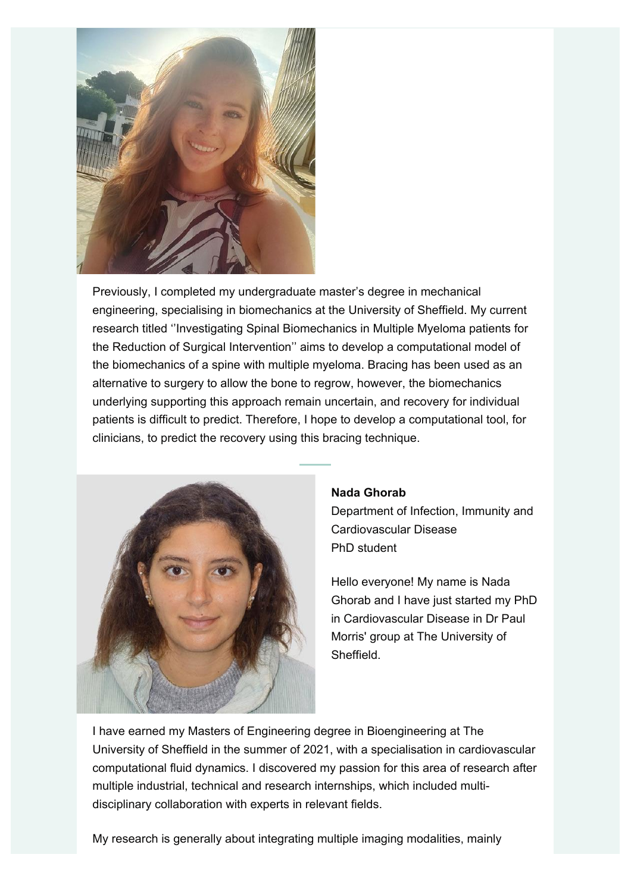Previously, I completed my undergraduate master's degree in mechanical engineering, specialising in biomechanics at the University of Sheffield. My current research titled ''Investigating Spinal Biomechanics in Multiple Myeloma patients for the Reduction of Surgical Intervention'' aims to develop a computational model of the biomechanics of a spine with multiple myeloma. Bracing has been used as an alternative to surgery to allow the bone to regrow, however, the biomechanics underlying supporting this approach remain uncertain, and recovery for individual patients is difficult to predict. Therefore, I hope to develop a computational tool, for clinicians, to predict the recovery using this bracing technique.

**Nada Ghorab**
Department of Infection, Immunity and Cardiovascular Disease
PhD student

Hello everyone! My name is Nada Ghorab and I have just started my PhD in Cardiovascular Disease in Dr Paul Morris' group at The University of Sheffield.

I have earned my Masters of Engineering degree in Bioengineering at The University of Sheffield in the summer of 2021, with a specialisation in cardiovascular computational fluid dynamics. I discovered my passion for this area of research after multiple industrial, technical and research internships, which included multi-disciplinary collaboration with experts in relevant fields.

My research is generally about integrating multiple imaging modalities, mainly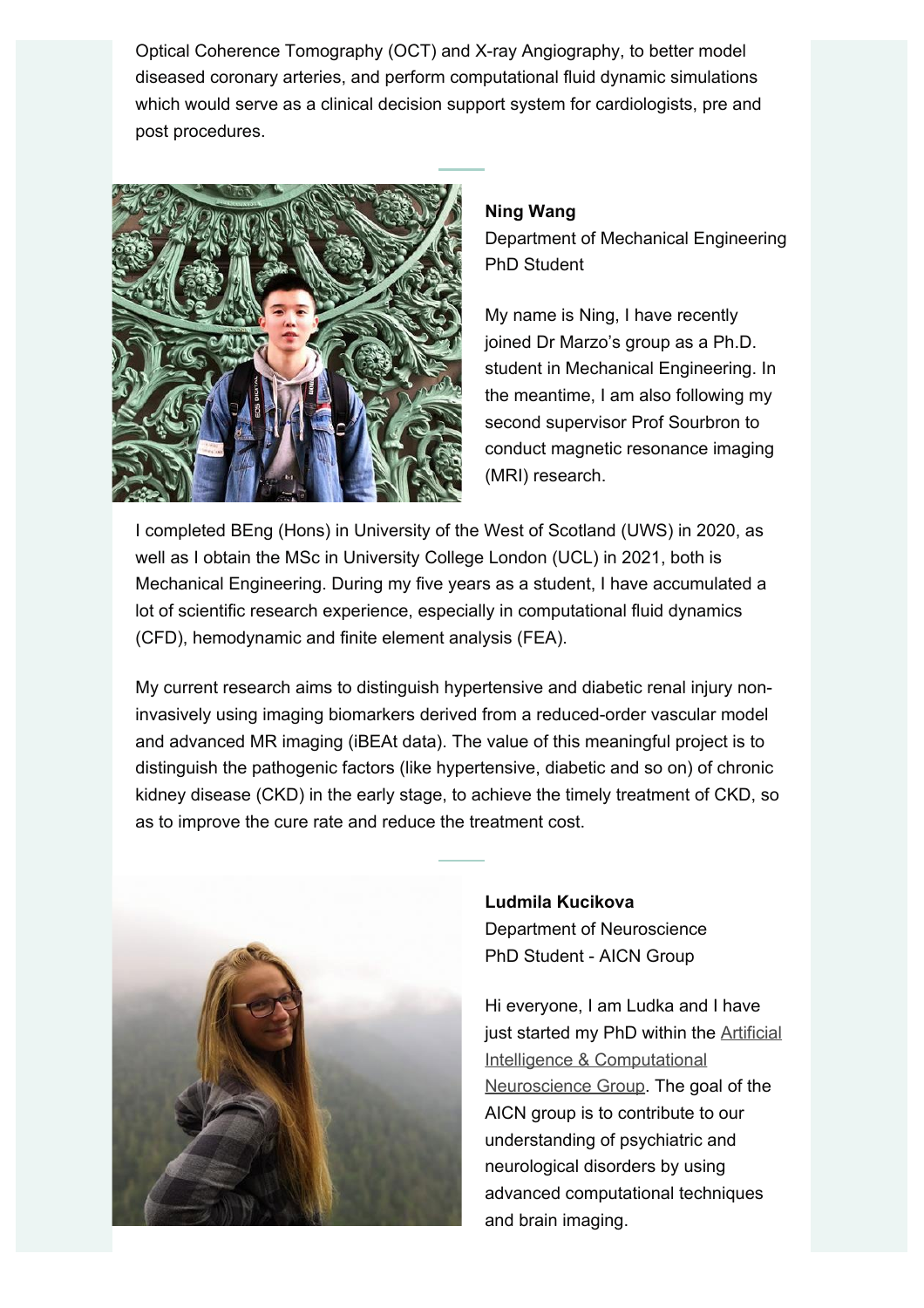Optical Coherence Tomography (OCT) and X-ray Angiography, to better model diseased coronary arteries, and perform computational fluid dynamic simulations which would serve as a clinical decision support system for cardiologists, pre and post procedures.

**Ning Wang**
Department of Mechanical Engineering
PhD Student

My name is Ning, I have recently joined Dr Marzo's group as a Ph.D. student in Mechanical Engineering. In the meantime, I am also following my second supervisor Prof Sourbron to conduct magnetic resonance imaging (MRI) research.

I completed BEng (Hons) in University of the West of Scotland (UWS) in 2020, as well as I obtain the MSc in University College London (UCL) in 2021, both is Mechanical Engineering. During my five years as a student, I have accumulated a lot of scientific research experience, especially in computational fluid dynamics (CFD), hemodynamic and finite element analysis (FEA).

My current research aims to distinguish hypertensive and diabetic renal injury non-invasively using imaging biomarkers derived from a reduced-order vascular model and advanced MR imaging (iBEAt data). The value of this meaningful project is to distinguish the pathogenic factors (like hypertensive, diabetic and so on) of chronic kidney disease (CKD) in the early stage, to achieve the timely treatment of CKD, so as to improve the cure rate and reduce the treatment cost.

**Ludmila Kucikova**
Department of Neuroscience
PhD Student - AICN Group

Hi everyone, I am Ludka and I have just started my PhD within the Artificial Intelligence & Computational Neuroscience Group. The goal of the AICN group is to contribute to our understanding of psychiatric and neurological disorders by using advanced computational techniques and brain imaging.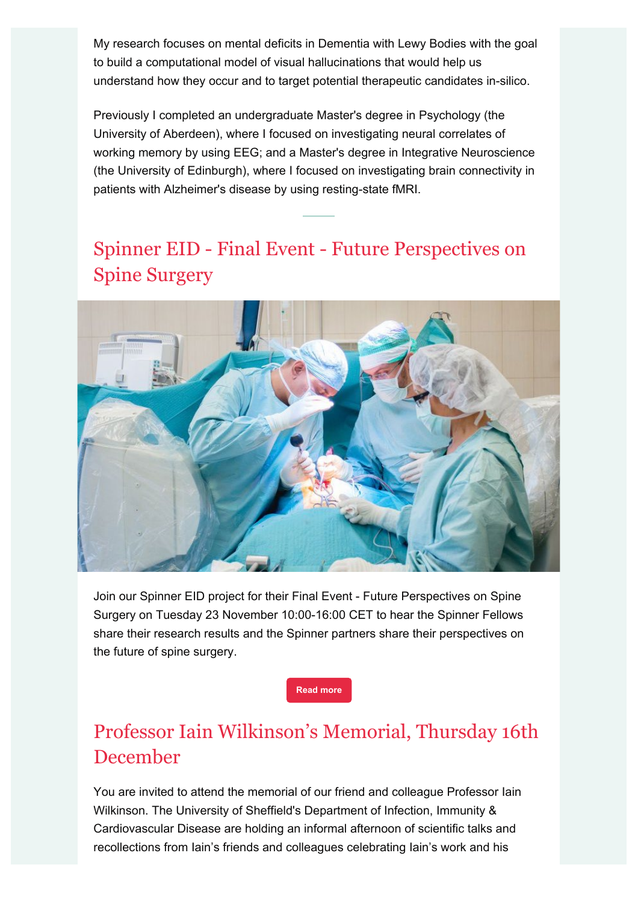My research focuses on mental deficits in Dementia with Lewy Bodies with the goal to build a computational model of visual hallucinations that would help us understand how they occur and to target potential therapeutic candidates in-silico.

Previously I completed an undergraduate Master's degree in Psychology (the University of Aberdeen), where I focused on investigating neural correlates of working memory by using EEG; and a Master's degree in Integrative Neuroscience (the University of Edinburgh), where I focused on investigating brain connectivity in patients with Alzheimer's disease by using resting-state fMRI.

## Spinner EID - Final Event - Future Perspectives on Spine Surgery

Join our Spinner EID project for their Final Event - Future Perspectives on Spine Surgery on Tuesday 23 November 10:00-16:00 CET to hear the Spinner Fellows share their research results and the Spinner partners share their perspectives on the future of spine surgery.

Read more

## Professor Iain Wilkinson’s Memorial, Thursday 16th December

You are invited to attend the memorial of our friend and colleague Professor Iain Wilkinson. The University of Sheffield's Department of Infection, Immunity & Cardiovascular Disease are holding an informal afternoon of scientific talks and recollections from Iain’s friends and colleagues celebrating Iain’s work and his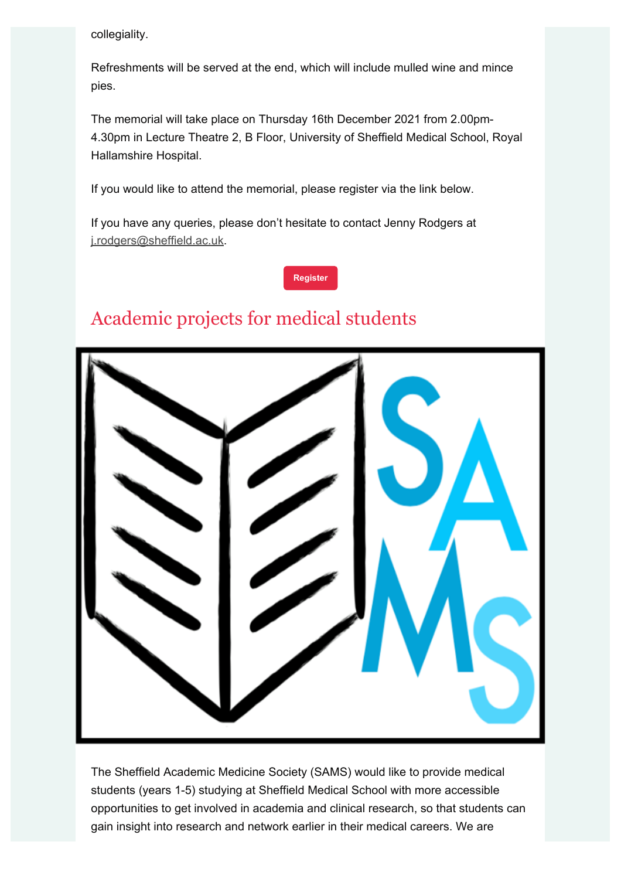collegiality.

Refreshments will be served at the end, which will include mulled wine and mince pies.

The memorial will take place on Thursday 16th December 2021 from 2.00pm-4.30pm in Lecture Theatre 2, B Floor, University of Sheffield Medical School, Royal Hallamshire Hospital.

If you would like to attend the memorial, please register via the link below.

If you have any queries, please don't hesitate to contact Jenny Rodgers at j.rodgers@sheffield.ac.uk.

Register

## Academic projects for medical students

The Sheffield Academic Medicine Society (SAMS) would like to provide medical students (years 1-5) studying at Sheffield Medical School with more accessible opportunities to get involved in academia and clinical research, so that students can gain insight into research and network earlier in their medical careers. We are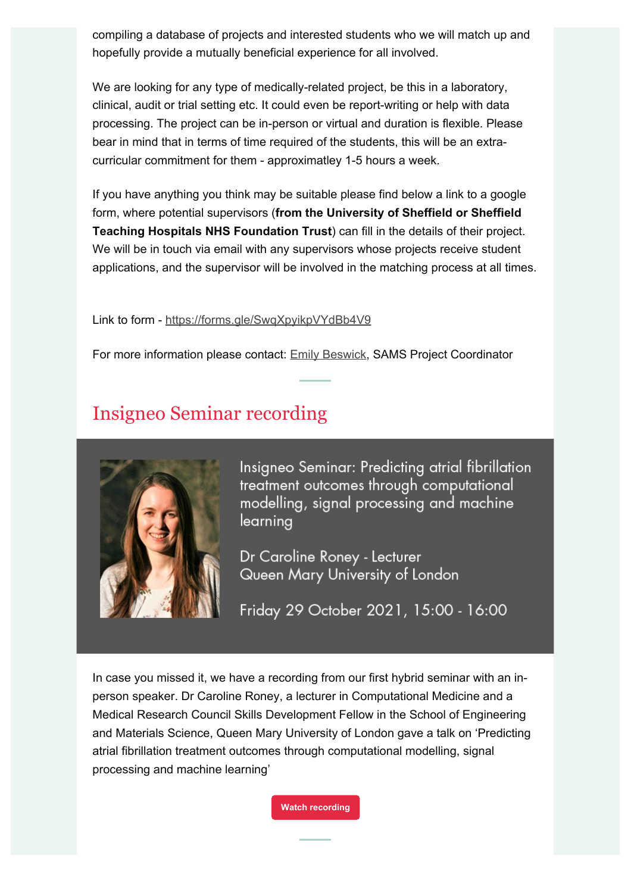compiling a database of projects and interested students who we will match up and hopefully provide a mutually beneficial experience for all involved.

We are looking for any type of medically-related project, be this in a laboratory, clinical, audit or trial setting etc. It could even be report-writing or help with data processing. The project can be in-person or virtual and duration is flexible. Please bear in mind that in terms of time required of the students, this will be an extra-curricular commitment for them - approximatley 1-5 hours a week.

If you have anything you think may be suitable please find below a link to a google form, where potential supervisors (**from the University of Sheffield or Sheffield Teaching Hospitals NHS Foundation Trust**) can fill in the details of their project. We will be in touch via email with any supervisors whose projects receive student applications, and the supervisor will be involved in the matching process at all times.

Link to form - https://forms.gle/SwqXpyikpVYdBb4V9

For more information please contact: Emily Beswick, SAMS Project Coordinator

## Insigneo Seminar recording

Insigneo Seminar: Predicting atrial fibrillation treatment outcomes through computational modelling, signal processing and machine learning

Dr Caroline Roney - Lecturer
Queen Mary University of London

Friday 29 October 2021, 15:00 - 16:00

In case you missed it, we have a recording from our first hybrid seminar with an in-person speaker. Dr Caroline Roney, a lecturer in Computational Medicine and a Medical Research Council Skills Development Fellow in the School of Engineering and Materials Science, Queen Mary University of London gave a talk on ‘Predicting atrial fibrillation treatment outcomes through computational modelling, signal processing and machine learning’

Watch recording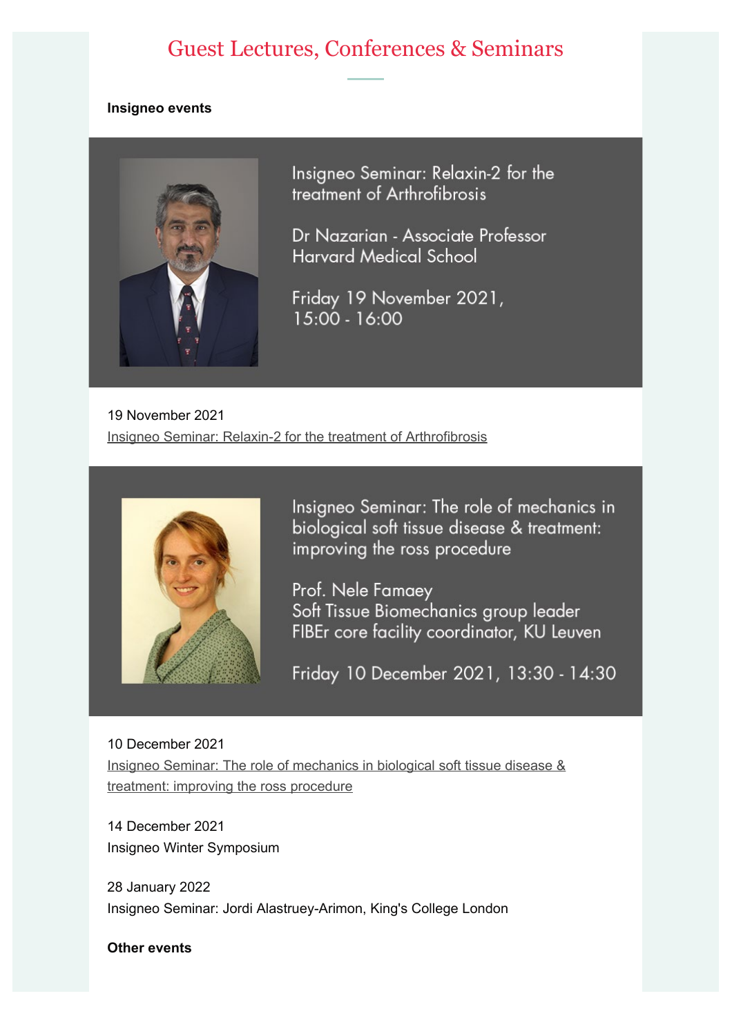# Guest Lectures, Conferences & Seminars

**Insigneo events**

Insigneo Seminar: Relaxin-2 for the treatment of Arthrofibrosis

Dr Nazarian - Associate Professor
Harvard Medical School

Friday 19 November 2021,
15:00 - 16:00

19 November 2021
Insigneo Seminar: Relaxin-2 for the treatment of Arthrofibrosis

Insigneo Seminar: The role of mechanics in biological soft tissue disease & treatment: improving the ross procedure

Prof. Nele Famaey
Soft Tissue Biomechanics group leader
FIBEr core facility coordinator, KU Leuven

Friday 10 December 2021, 13:30 - 14:30

10 December 2021
Insigneo Seminar: The role of mechanics in biological soft tissue disease & treatment: improving the ross procedure

14 December 2021
Insigneo Winter Symposium

28 January 2022
Insigneo Seminar: Jordi Alastruey-Arimon, King's College London

**Other events**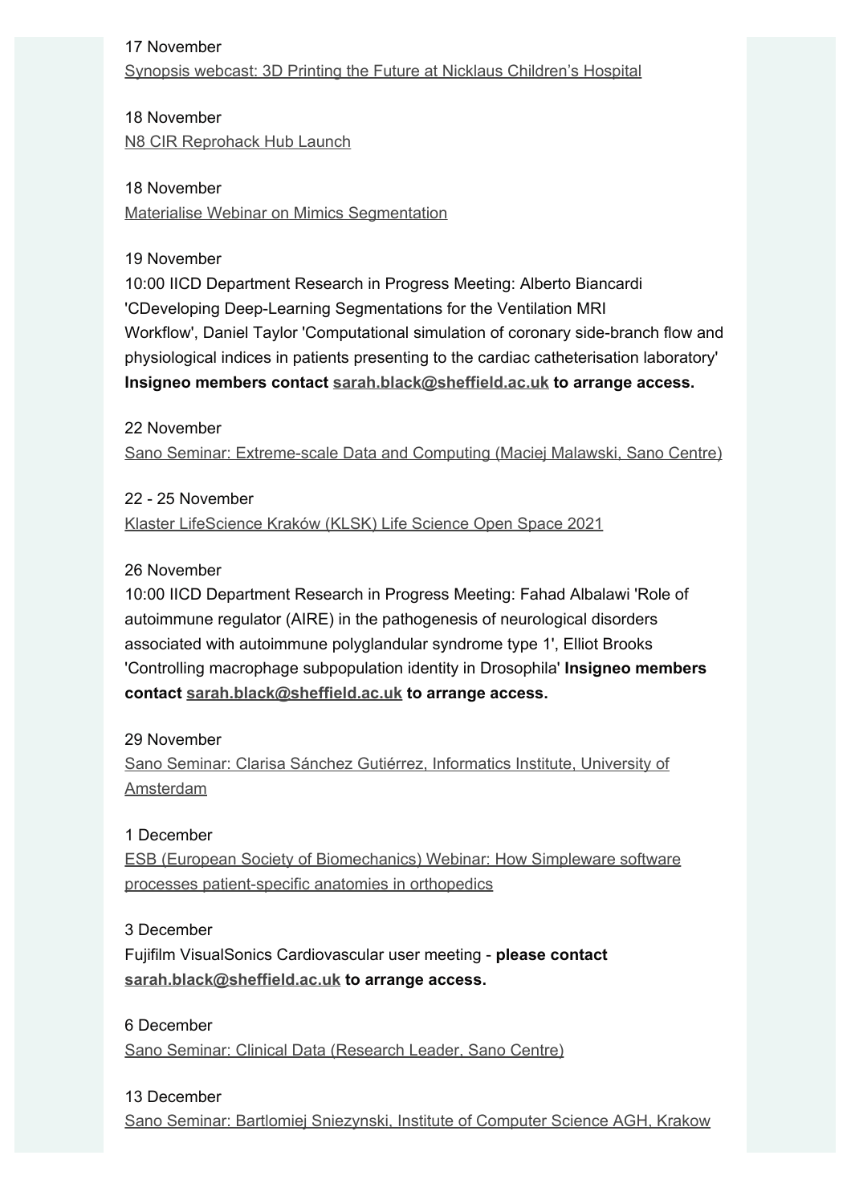17 November
Synopsis webcast: 3D Printing the Future at Nicklaus Children's Hospital

18 November
N8 CIR Reprohack Hub Launch

18 November
Materialise Webinar on Mimics Segmentation

19 November
10:00 IICD Department Research in Progress Meeting: Alberto Biancardi 'CDeveloping Deep-Learning Segmentations for the Ventilation MRI Workflow', Daniel Taylor 'Computational simulation of coronary side-branch flow and physiological indices in patients presenting to the cardiac catheterisation laboratory' **Insigneo members contact sarah.black@sheffield.ac.uk to arrange access.**

22 November
Sano Seminar: Extreme-scale Data and Computing (Maciej Malawski, Sano Centre)

22 - 25 November
Klaster LifeScience Kraków (KLSK) Life Science Open Space 2021

26 November
10:00 IICD Department Research in Progress Meeting: Fahad Albalawi 'Role of autoimmune regulator (AIRE) in the pathogenesis of neurological disorders associated with autoimmune polyglandular syndrome type 1', Elliot Brooks 'Controlling macrophage subpopulation identity in Drosophila' **Insigneo members contact sarah.black@sheffield.ac.uk to arrange access.**

29 November
Sano Seminar: Clarisa Sánchez Gutiérrez, Informatics Institute, University of Amsterdam

1 December
ESB (European Society of Biomechanics) Webinar: How Simpleware software processes patient-specific anatomies in orthopedics

3 December
Fujifilm VisualSonics Cardiovascular user meeting - **please contact sarah.black@sheffield.ac.uk to arrange access.**

6 December
Sano Seminar: Clinical Data (Research Leader, Sano Centre)

13 December
Sano Seminar: Bartlomiej Sniezynski, Institute of Computer Science AGH, Krakow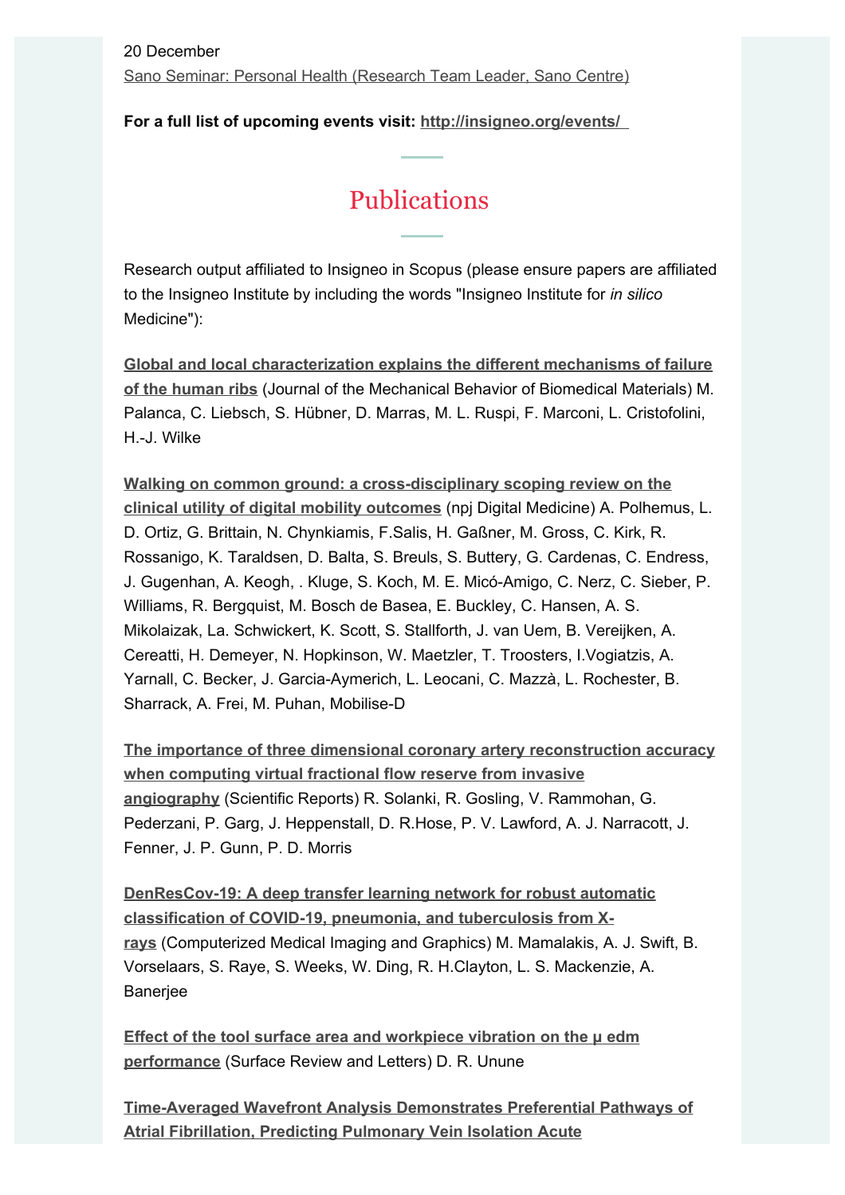20 December

Sano Seminar: Personal Health (Research Team Leader, Sano Centre)

**For a full list of upcoming events visit: http://insigneo.org/events/**

## Publications

Research output affiliated to Insigneo in Scopus (please ensure papers are affiliated to the Insigneo Institute by including the words "Insigneo Institute for *in silico* Medicine"):

**Global and local characterization explains the different mechanisms of failure of the human ribs** (Journal of the Mechanical Behavior of Biomedical Materials) M. Palanca, C. Liebsch, S. Hübner, D. Marras, M. L. Ruspi, F. Marconi, L. Cristofolini, H.-J. Wilke

**Walking on common ground: a cross-disciplinary scoping review on the clinical utility of digital mobility outcomes** (npj Digital Medicine) A. Polhemus, L. D. Ortiz, G. Brittain, N. Chynkiamis, F.Salis, H. Gaßner, M. Gross, C. Kirk, R. Rossanigo, K. Taraldsen, D. Balta, S. Breuls, S. Buttery, G. Cardenas, C. Endress, J. Gugenhan, A. Keogh, . Kluge, S. Koch, M. E. Micó-Amigo, C. Nerz, C. Sieber, P. Williams, R. Bergquist, M. Bosch de Basea, E. Buckley, C. Hansen, A. S. Mikolaizak, La. Schwickert, K. Scott, S. Stallforth, J. van Uem, B. Vereijken, A. Cereatti, H. Demeyer, N. Hopkinson, W. Maetzler, T. Troosters, I.Vogiatzis, A. Yarnall, C. Becker, J. Garcia-Aymerich, L. Leocani, C. Mazzà, L. Rochester, B. Sharrack, A. Frei, M. Puhan, Mobilise-D

**The importance of three dimensional coronary artery reconstruction accuracy when computing virtual fractional flow reserve from invasive angiography** (Scientific Reports) R. Solanki, R. Gosling, V. Rammohan, G. Pederzani, P. Garg, J. Heppenstall, D. R.Hose, P. V. Lawford, A. J. Narracott, J. Fenner, J. P. Gunn, P. D. Morris

**DenResCov-19: A deep transfer learning network for robust automatic classification of COVID-19, pneumonia, and tuberculosis from X-rays** (Computerized Medical Imaging and Graphics) M. Mamalakis, A. J. Swift, B. Vorselaars, S. Raye, S. Weeks, W. Ding, R. H.Clayton, L. S. Mackenzie, A. Banerjee

**Effect of the tool surface area and workpiece vibration on the μ edm performance** (Surface Review and Letters) D. R. Unune

**Time-Averaged Wavefront Analysis Demonstrates Preferential Pathways of Atrial Fibrillation, Predicting Pulmonary Vein Isolation Acute**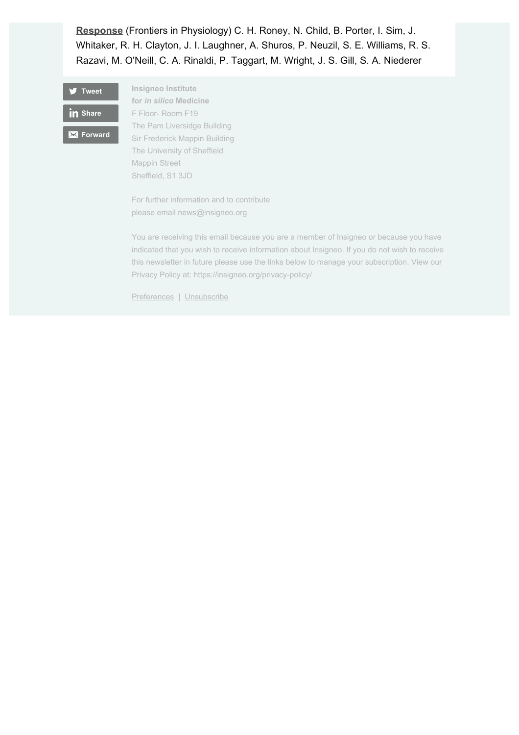**Response** (Frontiers in Physiology) C. H. Roney, N. Child, B. Porter, I. Sim, J. Whitaker, R. H. Clayton, J. I. Laughner, A. Shuros, P. Neuzil, S. E. Williams, R. S. Razavi, M. O'Neill, C. A. Rinaldi, P. Taggart, M. Wright, J. S. Gill, S. A. Niederer

Tweet

Share

Forward

**Insigneo Institute**
**for *in silico* Medicine**
F Floor- Room F19
The Pam Liversidge Building
Sir Frederick Mappin Building
The University of Sheffield
Mappin Street
Sheffield, S1 3JD

For further information and to contribute
please email news@insigneo.org

You are receiving this email because you are a member of Insigneo or because you have indicated that you wish to receive information about Insigneo. If you do not wish to receive this newsletter in future please use the links below to manage your subscription. View our Privacy Policy at: https://insigneo.org/privacy-policy/

Preferences | Unsubscribe